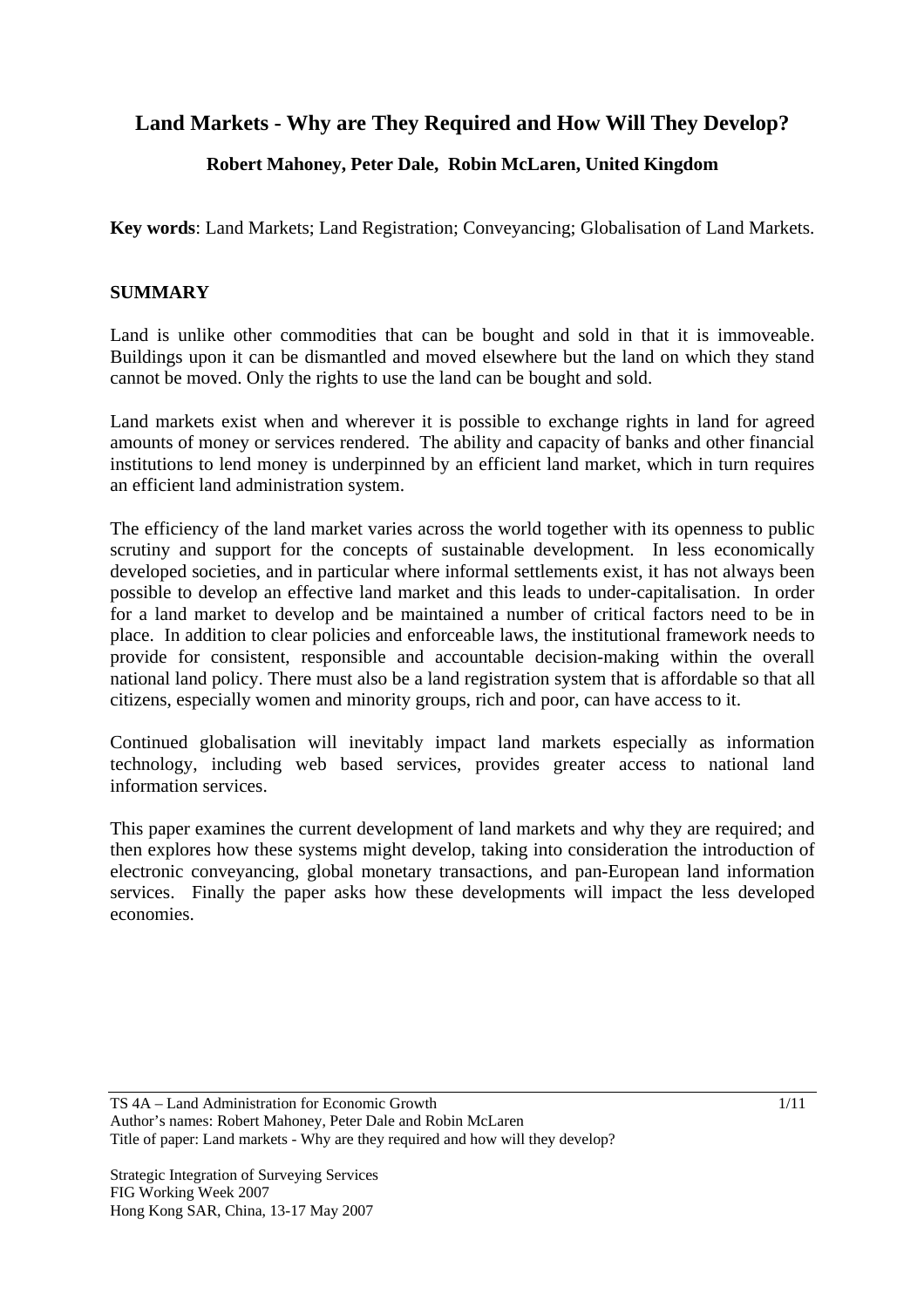# Land Markets - Why are They Required and How Will They Develop?

**Robert Mahoney, Peter Dale, Robin McLaren, United Kingdom**

**Key words**: Land Markets; Land Registration; Conveyancing; Globalisation of Land Markets.

## SUMMARY

Land is unlike other commodities that can be bought and sold in that it is immoveable. Buildings upon it can be dismantled and moved elsewhere but the land on which they stand cannot be moved. Only the rights to use the land can be bought and sold.

Land markets exist when and wherever it is possible to exchange rights in land for agreed amounts of money or services rendered. The ability and capacity of banks and other financial institutions to lend money is underpinned by an efficient land market, which in turn requires an efficient land administration system.

The efficiency of the land market varies across the world together with its openness to public scrutiny and support for the concepts of sustainable development. In less economically developed societies, and in particular where informal settlements exist, it has not always been possible to develop an effective land market and this leads to under-capitalisation. In order for a land market to develop and be maintained a number of critical factors need to be in place. In addition to clear policies and enforceable laws, the institutional framework needs to provide for consistent, responsible and accountable decision-making within the overall national land policy. There must also be a land registration system that is affordable so that all citizens, especially women and minority groups, rich and poor, can have access to it.

Continued globalisation will inevitably impact land markets especially as information technology, including web based services, provides greater access to national land information services.

This paper examines the current development of land markets and why they are required; and then explores how these systems might develop, taking into consideration the introduction of electronic conveyancing, global monetary transactions, and pan-European land information services. Finally the paper asks how these developments will impact the less developed economies.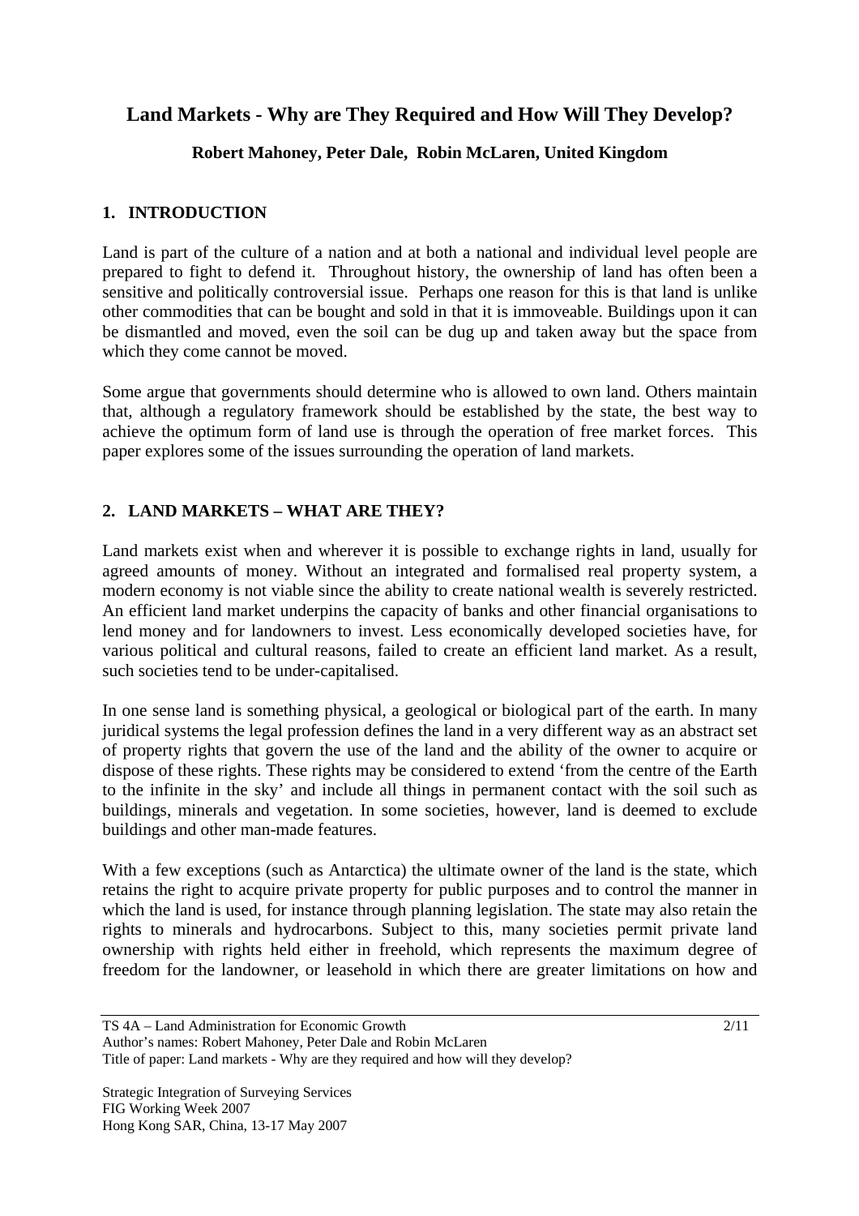## Land Markets - Why are They Required and How Will They Develop?

**Robert Mahoney, Peter Dale, Robin McLaren, United Kingdom**

## 1. INTRODUCTION

Land is part of the culture of a nation and at both a national and individual level people are prepared to fight to defend it. Throughout history, the ownership of land has often been a sensitive and politically controversial issue. Perhaps one reason for this is that land is unlike other commodities that can be bought and sold in that it is immoveable. Buildings upon it can be dismantled and moved, even the soil can be dug up and taken away but the space from which they come cannot be moved.

Some argue that governments should determine who is allowed to own land. Others maintain that, although a regulatory framework should be established by the state, the best way to achieve the optimum form of land use is through the operation of free market forces. This paper explores some of the issues surrounding the operation of land markets.

## 2. LAND MARKETS – WHAT ARE THEY?

Land markets exist when and wherever it is possible to exchange rights in land, usually for agreed amounts of money. Without an integrated and formalised real property system, a modern economy is not viable since the ability to create national wealth is severely restricted. An efficient land market underpins the capacity of banks and other financial organisations to lend money and for landowners to invest. Less economically developed societies have, for various political and cultural reasons, failed to create an efficient land market. As a result, such societies tend to be under-capitalised.

In one sense land is something physical, a geological or biological part of the earth. In many juridical systems the legal profession defines the land in a very different way as an abstract set of property rights that govern the use of the land and the ability of the owner to acquire or dispose of these rights. These rights may be considered to extend 'from the centre of the Earth to the infinite in the sky' and include all things in permanent contact with the soil such as buildings, minerals and vegetation. In some societies, however, land is deemed to exclude buildings and other man-made features.

With a few exceptions (such as Antarctica) the ultimate owner of the land is the state, which retains the right to acquire private property for public purposes and to control the manner in which the land is used, for instance through planning legislation. The state may also retain the rights to minerals and hydrocarbons. Subject to this, many societies permit private land ownership with rights held either in freehold, which represents the maximum degree of freedom for the landowner, or leasehold in which there are greater limitations on how and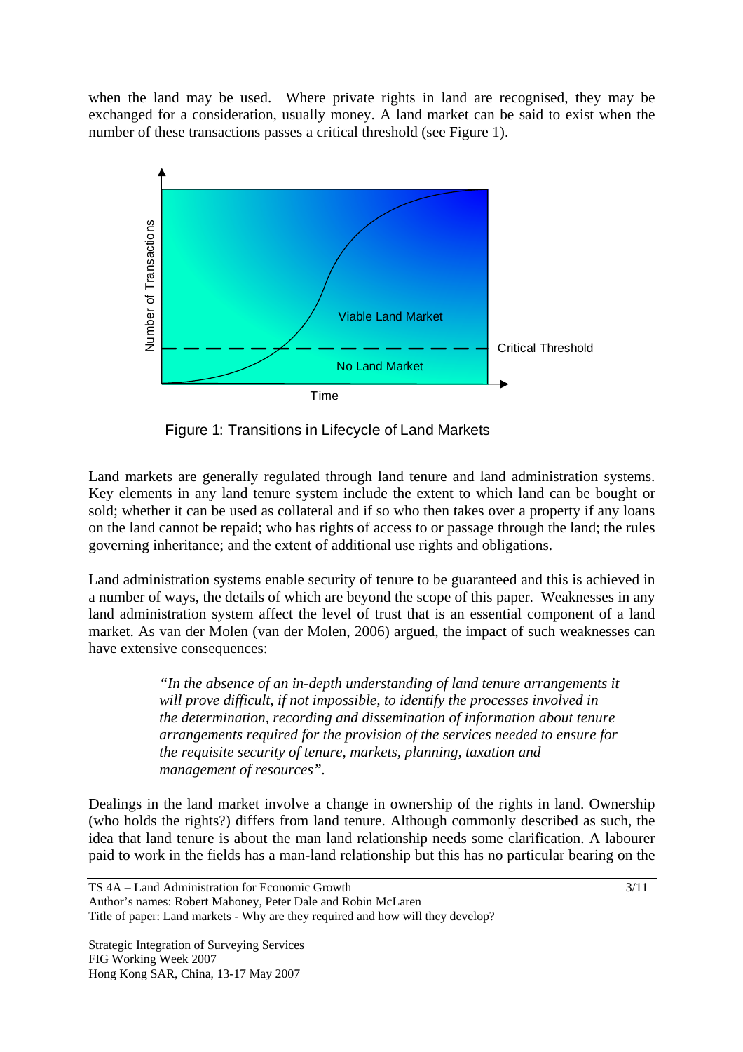when the land may be used. Where private rights in land are recognised, they may be exchanged for a consideration, usually money. A land market can be said to exist when the number of these transactions passes a critical threshold (see Figure 1).

Figure 1: Transitions in Lifecycle of Land Markets

Land markets are generally regulated through land tenure and land administration systems. Key elements in any land tenure system include the extent to which land can be bought or sold; whether it can be used as collateral and if so who then takes over a property if any loans on the land cannot be repaid; who has rights of access to or passage through the land; the rules governing inheritance; and the extent of additional use rights and obligations.

Land administration systems enable security of tenure to be guaranteed and this is achieved in a number of ways, the details of which are beyond the scope of this paper. Weaknesses in any land administration system affect the level of trust that is an essential component of a land market. As van der Molen (van der Molen, 2006) argued, the impact of such weaknesses can have extensive consequences:

> *"In the absence of an in-depth understanding of land tenure arrangements it will prove difficult, if not impossible, to identify the processes involved in the determination, recording and dissemination of information about tenure arrangements required for the provision of the services needed to ensure for the requisite security of tenure, markets, planning, taxation and management of resources".*

Dealings in the land market involve a change in ownership of the rights in land. Ownership (who holds the rights?) differs from land tenure. Although commonly described as such, the idea that land tenure is about the man land relationship needs some clarification. A labourer paid to work in the fields has a man-land relationship but this has no particular bearing on the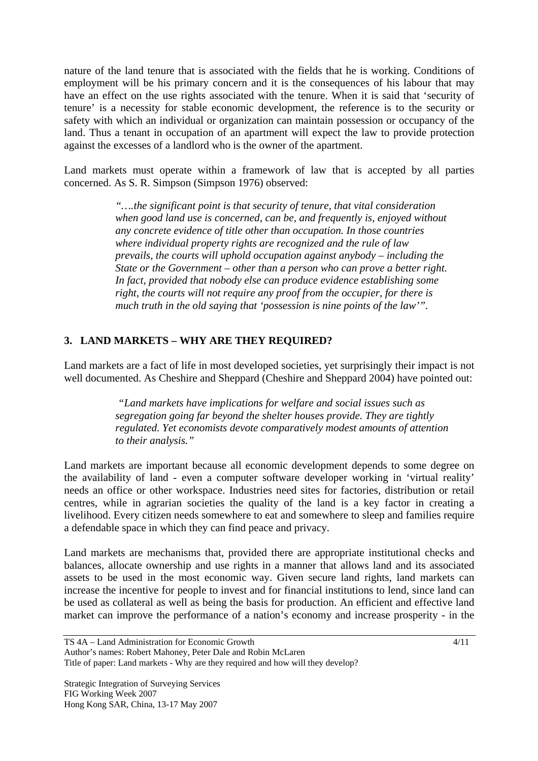nature of the land tenure that is associated with the fields that he is working. Conditions of employment will be his primary concern and it is the consequences of his labour that may have an effect on the use rights associated with the tenure. When it is said that 'security of tenure' is a necessity for stable economic development, the reference is to the security or safety with which an individual or organization can maintain possession or occupancy of the land. Thus a tenant in occupation of an apartment will expect the law to provide protection against the excesses of a landlord who is the owner of the apartment.

Land markets must operate within a framework of law that is accepted by all parties concerned. As S. R. Simpson (Simpson 1976) observed:

> *"….the significant point is that security of tenure, that vital consideration when good land use is concerned, can be, and frequently is, enjoyed without any concrete evidence of title other than occupation. In those countries where individual property rights are recognized and the rule of law prevails, the courts will uphold occupation against anybody – including the State or the Government – other than a person who can prove a better right. In fact, provided that nobody else can produce evidence establishing some right, the courts will not require any proof from the occupier, for there is much truth in the old saying that 'possession is nine points of the law'".*

## 3. LAND MARKETS – WHY ARE THEY REQUIRED?

Land markets are a fact of life in most developed societies, yet surprisingly their impact is not well documented. As Cheshire and Sheppard (Cheshire and Sheppard 2004) have pointed out:

> *"Land markets have implications for welfare and social issues such as segregation going far beyond the shelter houses provide. They are tightly regulated. Yet economists devote comparatively modest amounts of attention to their analysis."*

Land markets are important because all economic development depends to some degree on the availability of land - even a computer software developer working in 'virtual reality' needs an office or other workspace. Industries need sites for factories, distribution or retail centres, while in agrarian societies the quality of the land is a key factor in creating a livelihood. Every citizen needs somewhere to eat and somewhere to sleep and families require a defendable space in which they can find peace and privacy.

Land markets are mechanisms that, provided there are appropriate institutional checks and balances, allocate ownership and use rights in a manner that allows land and its associated assets to be used in the most economic way. Given secure land rights, land markets can increase the incentive for people to invest and for financial institutions to lend, since land can be used as collateral as well as being the basis for production. An efficient and effective land market can improve the performance of a nation's economy and increase prosperity - in the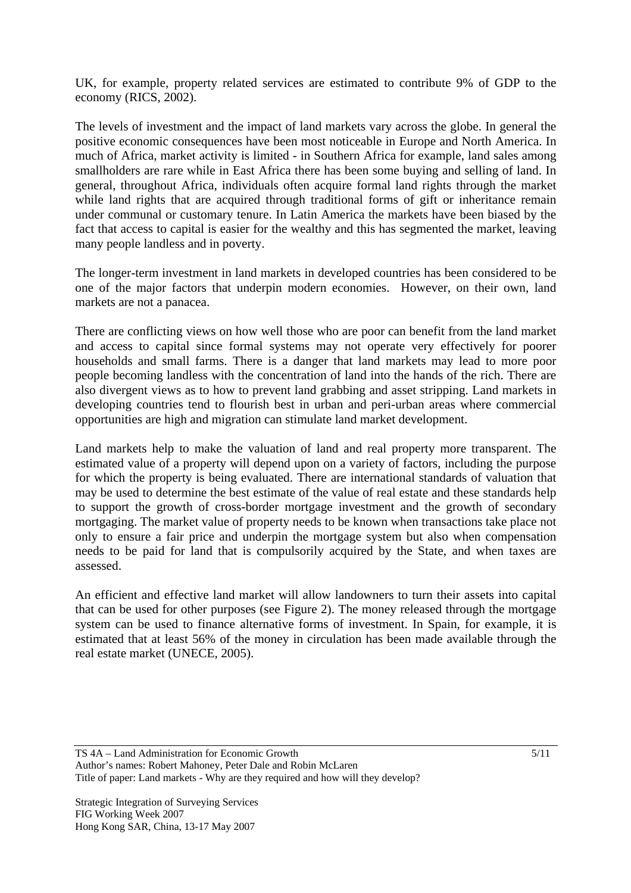UK, for example, property related services are estimated to contribute 9% of GDP to the economy (RICS, 2002).

The levels of investment and the impact of land markets vary across the globe. In general the positive economic consequences have been most noticeable in Europe and North America. In much of Africa, market activity is limited - in Southern Africa for example, land sales among smallholders are rare while in East Africa there has been some buying and selling of land. In general, throughout Africa, individuals often acquire formal land rights through the market while land rights that are acquired through traditional forms of gift or inheritance remain under communal or customary tenure. In Latin America the markets have been biased by the fact that access to capital is easier for the wealthy and this has segmented the market, leaving many people landless and in poverty.

The longer-term investment in land markets in developed countries has been considered to be one of the major factors that underpin modern economies. However, on their own, land markets are not a panacea.

There are conflicting views on how well those who are poor can benefit from the land market and access to capital since formal systems may not operate very effectively for poorer households and small farms. There is a danger that land markets may lead to more poor people becoming landless with the concentration of land into the hands of the rich. There are also divergent views as to how to prevent land grabbing and asset stripping. Land markets in developing countries tend to flourish best in urban and peri-urban areas where commercial opportunities are high and migration can stimulate land market development.

Land markets help to make the valuation of land and real property more transparent. The estimated value of a property will depend upon on a variety of factors, including the purpose for which the property is being evaluated. There are international standards of valuation that may be used to determine the best estimate of the value of real estate and these standards help to support the growth of cross-border mortgage investment and the growth of secondary mortgaging. The market value of property needs to be known when transactions take place not only to ensure a fair price and underpin the mortgage system but also when compensation needs to be paid for land that is compulsorily acquired by the State, and when taxes are assessed.

An efficient and effective land market will allow landowners to turn their assets into capital that can be used for other purposes (see Figure 2). The money released through the mortgage system can be used to finance alternative forms of investment. In Spain, for example, it is estimated that at least 56% of the money in circulation has been made available through the real estate market (UNECE, 2005).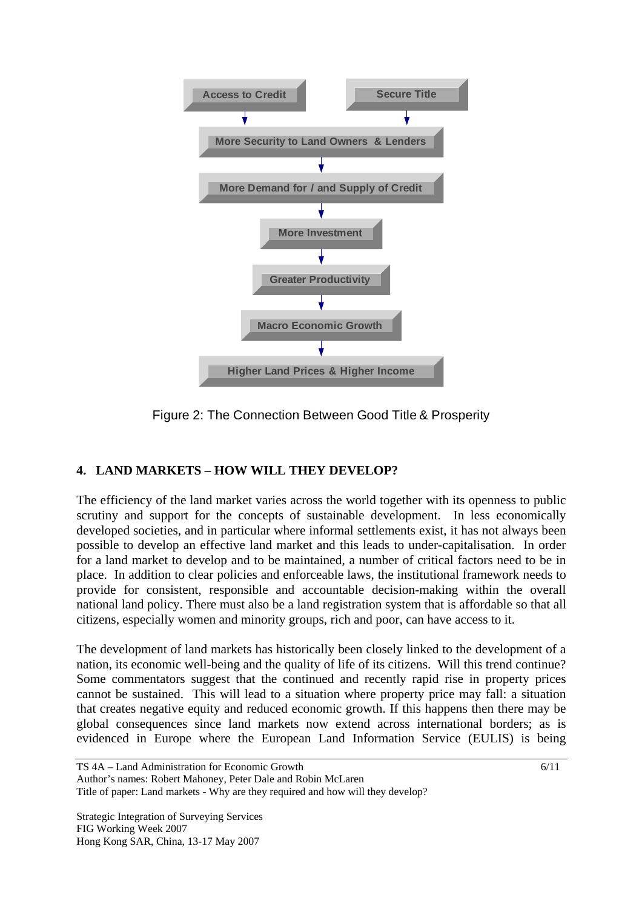Access to Credit → More Security to Land Owners & Lenders

Secure Title → More Security to Land Owners & Lenders

More Security to Land Owners & Lenders → More Demand for / and Supply of Credit → More Investment → Greater Productivity → Macro Economic Growth → Higher Land Prices & Higher Income

Figure 2: The Connection Between Good Title & Prosperity

## 4. LAND MARKETS – HOW WILL THEY DEVELOP?

The efficiency of the land market varies across the world together with its openness to public scrutiny and support for the concepts of sustainable development. In less economically developed societies, and in particular where informal settlements exist, it has not always been possible to develop an effective land market and this leads to under-capitalisation. In order for a land market to develop and to be maintained, a number of critical factors need to be in place. In addition to clear policies and enforceable laws, the institutional framework needs to provide for consistent, responsible and accountable decision-making within the overall national land policy. There must also be a land registration system that is affordable so that all citizens, especially women and minority groups, rich and poor, can have access to it.

The development of land markets has historically been closely linked to the development of a nation, its economic well-being and the quality of life of its citizens. Will this trend continue? Some commentators suggest that the continued and recently rapid rise in property prices cannot be sustained. This will lead to a situation where property price may fall: a situation that creates negative equity and reduced economic growth. If this happens then there may be global consequences since land markets now extend across international borders; as is evidenced in Europe where the European Land Information Service (EULIS) is being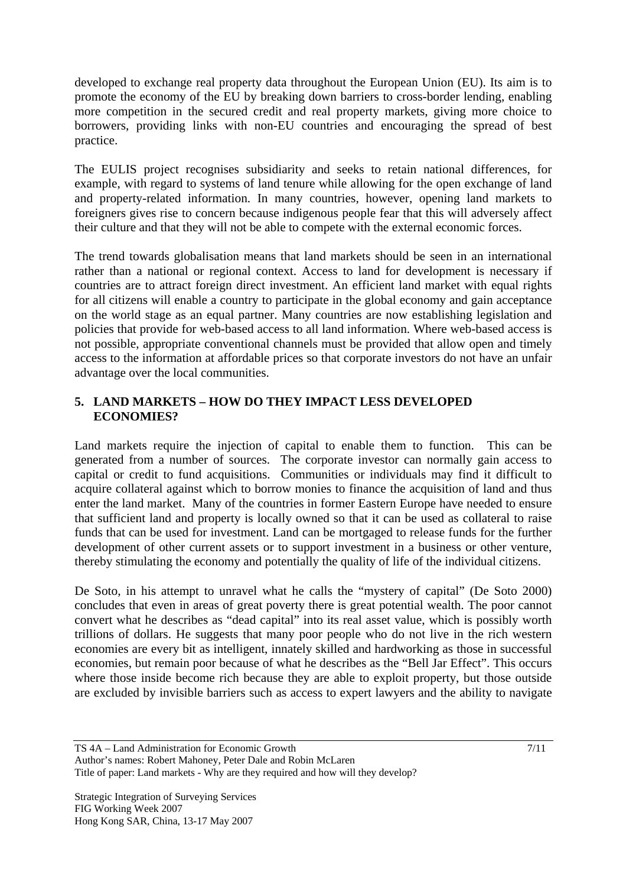developed to exchange real property data throughout the European Union (EU). Its aim is to promote the economy of the EU by breaking down barriers to cross-border lending, enabling more competition in the secured credit and real property markets, giving more choice to borrowers, providing links with non-EU countries and encouraging the spread of best practice.

The EULIS project recognises subsidiarity and seeks to retain national differences, for example, with regard to systems of land tenure while allowing for the open exchange of land and property-related information. In many countries, however, opening land markets to foreigners gives rise to concern because indigenous people fear that this will adversely affect their culture and that they will not be able to compete with the external economic forces.

The trend towards globalisation means that land markets should be seen in an international rather than a national or regional context. Access to land for development is necessary if countries are to attract foreign direct investment. An efficient land market with equal rights for all citizens will enable a country to participate in the global economy and gain acceptance on the world stage as an equal partner. Many countries are now establishing legislation and policies that provide for web-based access to all land information. Where web-based access is not possible, appropriate conventional channels must be provided that allow open and timely access to the information at affordable prices so that corporate investors do not have an unfair advantage over the local communities.

## 5. LAND MARKETS – HOW DO THEY IMPACT LESS DEVELOPED ECONOMIES?

Land markets require the injection of capital to enable them to function. This can be generated from a number of sources. The corporate investor can normally gain access to capital or credit to fund acquisitions. Communities or individuals may find it difficult to acquire collateral against which to borrow monies to finance the acquisition of land and thus enter the land market. Many of the countries in former Eastern Europe have needed to ensure that sufficient land and property is locally owned so that it can be used as collateral to raise funds that can be used for investment. Land can be mortgaged to release funds for the further development of other current assets or to support investment in a business or other venture, thereby stimulating the economy and potentially the quality of life of the individual citizens.

De Soto, in his attempt to unravel what he calls the "mystery of capital" (De Soto 2000) concludes that even in areas of great poverty there is great potential wealth. The poor cannot convert what he describes as "dead capital" into its real asset value, which is possibly worth trillions of dollars. He suggests that many poor people who do not live in the rich western economies are every bit as intelligent, innately skilled and hardworking as those in successful economies, but remain poor because of what he describes as the "Bell Jar Effect". This occurs where those inside become rich because they are able to exploit property, but those outside are excluded by invisible barriers such as access to expert lawyers and the ability to navigate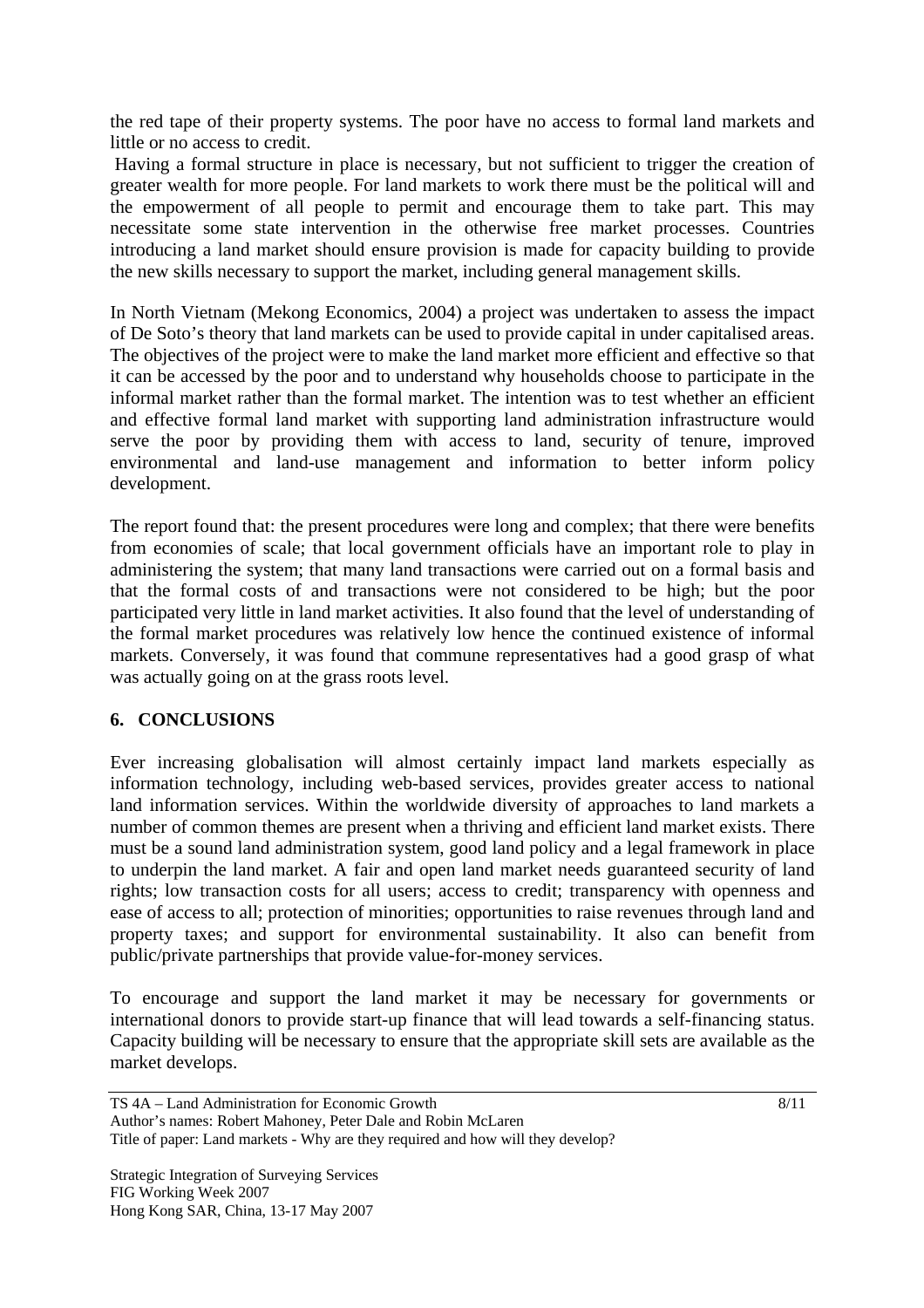the red tape of their property systems. The poor have no access to formal land markets and little or no access to credit.

Having a formal structure in place is necessary, but not sufficient to trigger the creation of greater wealth for more people. For land markets to work there must be the political will and the empowerment of all people to permit and encourage them to take part. This may necessitate some state intervention in the otherwise free market processes. Countries introducing a land market should ensure provision is made for capacity building to provide the new skills necessary to support the market, including general management skills.

In North Vietnam (Mekong Economics, 2004) a project was undertaken to assess the impact of De Soto's theory that land markets can be used to provide capital in under capitalised areas. The objectives of the project were to make the land market more efficient and effective so that it can be accessed by the poor and to understand why households choose to participate in the informal market rather than the formal market. The intention was to test whether an efficient and effective formal land market with supporting land administration infrastructure would serve the poor by providing them with access to land, security of tenure, improved environmental and land-use management and information to better inform policy development.

The report found that: the present procedures were long and complex; that there were benefits from economies of scale; that local government officials have an important role to play in administering the system; that many land transactions were carried out on a formal basis and that the formal costs of and transactions were not considered to be high; but the poor participated very little in land market activities. It also found that the level of understanding of the formal market procedures was relatively low hence the continued existence of informal markets. Conversely, it was found that commune representatives had a good grasp of what was actually going on at the grass roots level.

## 6. CONCLUSIONS

Ever increasing globalisation will almost certainly impact land markets especially as information technology, including web-based services, provides greater access to national land information services. Within the worldwide diversity of approaches to land markets a number of common themes are present when a thriving and efficient land market exists. There must be a sound land administration system, good land policy and a legal framework in place to underpin the land market. A fair and open land market needs guaranteed security of land rights; low transaction costs for all users; access to credit; transparency with openness and ease of access to all; protection of minorities; opportunities to raise revenues through land and property taxes; and support for environmental sustainability. It also can benefit from public/private partnerships that provide value-for-money services.

To encourage and support the land market it may be necessary for governments or international donors to provide start-up finance that will lead towards a self-financing status. Capacity building will be necessary to ensure that the appropriate skill sets are available as the market develops.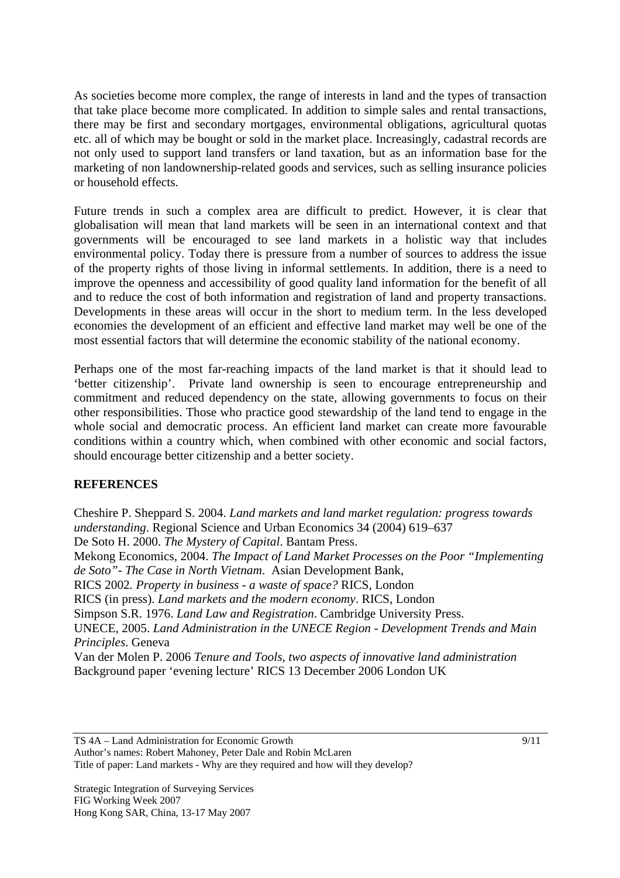As societies become more complex, the range of interests in land and the types of transaction that take place become more complicated. In addition to simple sales and rental transactions, there may be first and secondary mortgages, environmental obligations, agricultural quotas etc. all of which may be bought or sold in the market place. Increasingly, cadastral records are not only used to support land transfers or land taxation, but as an information base for the marketing of non landownership-related goods and services, such as selling insurance policies or household effects.

Future trends in such a complex area are difficult to predict. However, it is clear that globalisation will mean that land markets will be seen in an international context and that governments will be encouraged to see land markets in a holistic way that includes environmental policy. Today there is pressure from a number of sources to address the issue of the property rights of those living in informal settlements. In addition, there is a need to improve the openness and accessibility of good quality land information for the benefit of all and to reduce the cost of both information and registration of land and property transactions. Developments in these areas will occur in the short to medium term. In the less developed economies the development of an efficient and effective land market may well be one of the most essential factors that will determine the economic stability of the national economy.

Perhaps one of the most far-reaching impacts of the land market is that it should lead to 'better citizenship'. Private land ownership is seen to encourage entrepreneurship and commitment and reduced dependency on the state, allowing governments to focus on their other responsibilities. Those who practice good stewardship of the land tend to engage in the whole social and democratic process. An efficient land market can create more favourable conditions within a country which, when combined with other economic and social factors, should encourage better citizenship and a better society.

## REFERENCES

Cheshire P. Sheppard S. 2004. *Land markets and land market regulation: progress towards understanding*. Regional Science and Urban Economics 34 (2004) 619–637

De Soto H. 2000. *The Mystery of Capital*. Bantam Press.

Mekong Economics, 2004. *The Impact of Land Market Processes on the Poor "Implementing de Soto"- The Case in North Vietnam*. Asian Development Bank,

RICS 2002*. Property in business - a waste of space?* RICS, London

RICS (in press). *Land markets and the modern economy*. RICS, London

Simpson S.R. 1976. *Land Law and Registration*. Cambridge University Press.

UNECE, 2005. *Land Administration in the UNECE Region - Development Trends and Main Principles*. Geneva

Van der Molen P. 2006 *Tenure and Tools, two aspects of innovative land administration* Background paper 'evening lecture' RICS 13 December 2006 London UK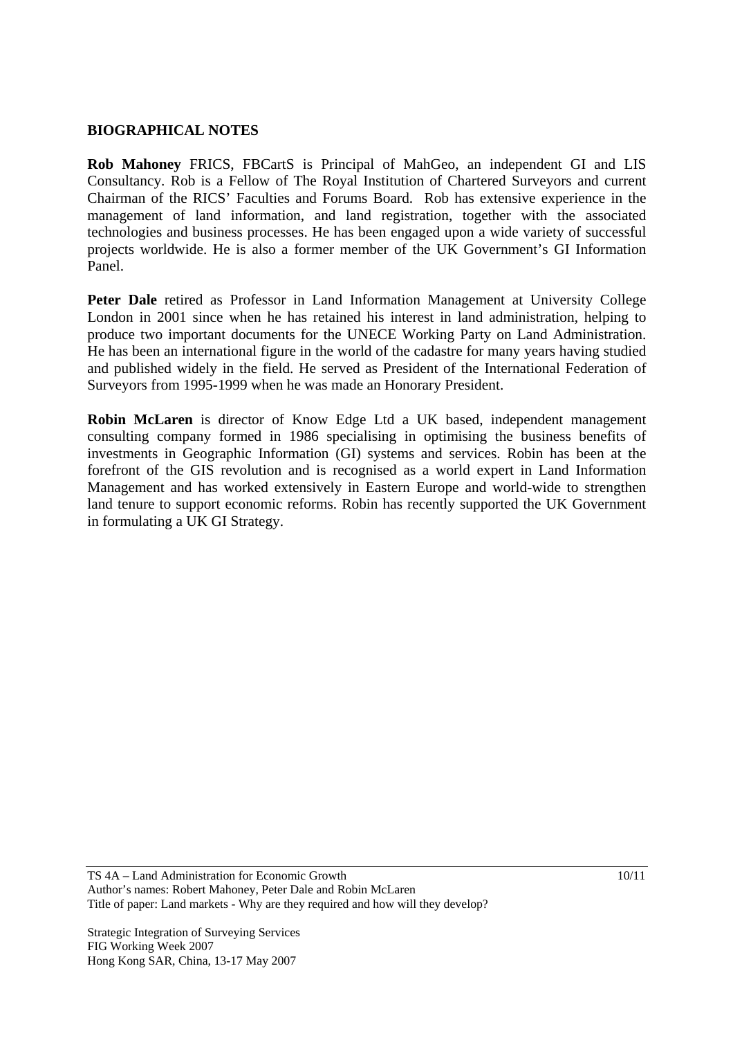## BIOGRAPHICAL NOTES

**Rob Mahoney** FRICS, FBCartS is Principal of MahGeo, an independent GI and LIS Consultancy. Rob is a Fellow of The Royal Institution of Chartered Surveyors and current Chairman of the RICS' Faculties and Forums Board. Rob has extensive experience in the management of land information, and land registration, together with the associated technologies and business processes. He has been engaged upon a wide variety of successful projects worldwide. He is also a former member of the UK Government's GI Information Panel.

**Peter Dale** retired as Professor in Land Information Management at University College London in 2001 since when he has retained his interest in land administration, helping to produce two important documents for the UNECE Working Party on Land Administration. He has been an international figure in the world of the cadastre for many years having studied and published widely in the field. He served as President of the International Federation of Surveyors from 1995-1999 when he was made an Honorary President.

**Robin McLaren** is director of Know Edge Ltd a UK based, independent management consulting company formed in 1986 specialising in optimising the business benefits of investments in Geographic Information (GI) systems and services. Robin has been at the forefront of the GIS revolution and is recognised as a world expert in Land Information Management and has worked extensively in Eastern Europe and world-wide to strengthen land tenure to support economic reforms. Robin has recently supported the UK Government in formulating a UK GI Strategy.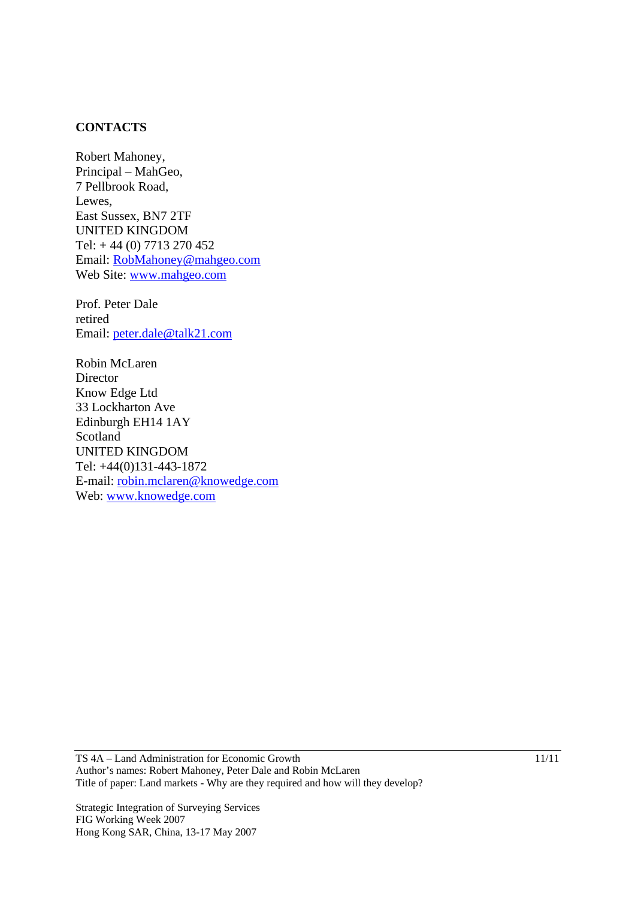## CONTACTS

Robert Mahoney,  
Principal – MahGeo,  
7 Pellbrook Road,  
Lewes,  
East Sussex, BN7 2TF  
UNITED KINGDOM  
Tel: + 44 (0) 7713 270 452  
Email: RobMahoney@mahgeo.com  
Web Site: www.mahgeo.com

Prof. Peter Dale  
retired  
Email: peter.dale@talk21.com

Robin McLaren  
Director  
Know Edge Ltd  
33 Lockharton Ave  
Edinburgh EH14 1AY  
Scotland  
UNITED KINGDOM  
Tel: +44(0)131-443-1872  
E-mail: robin.mclaren@knowedge.com  
Web: www.knowedge.com